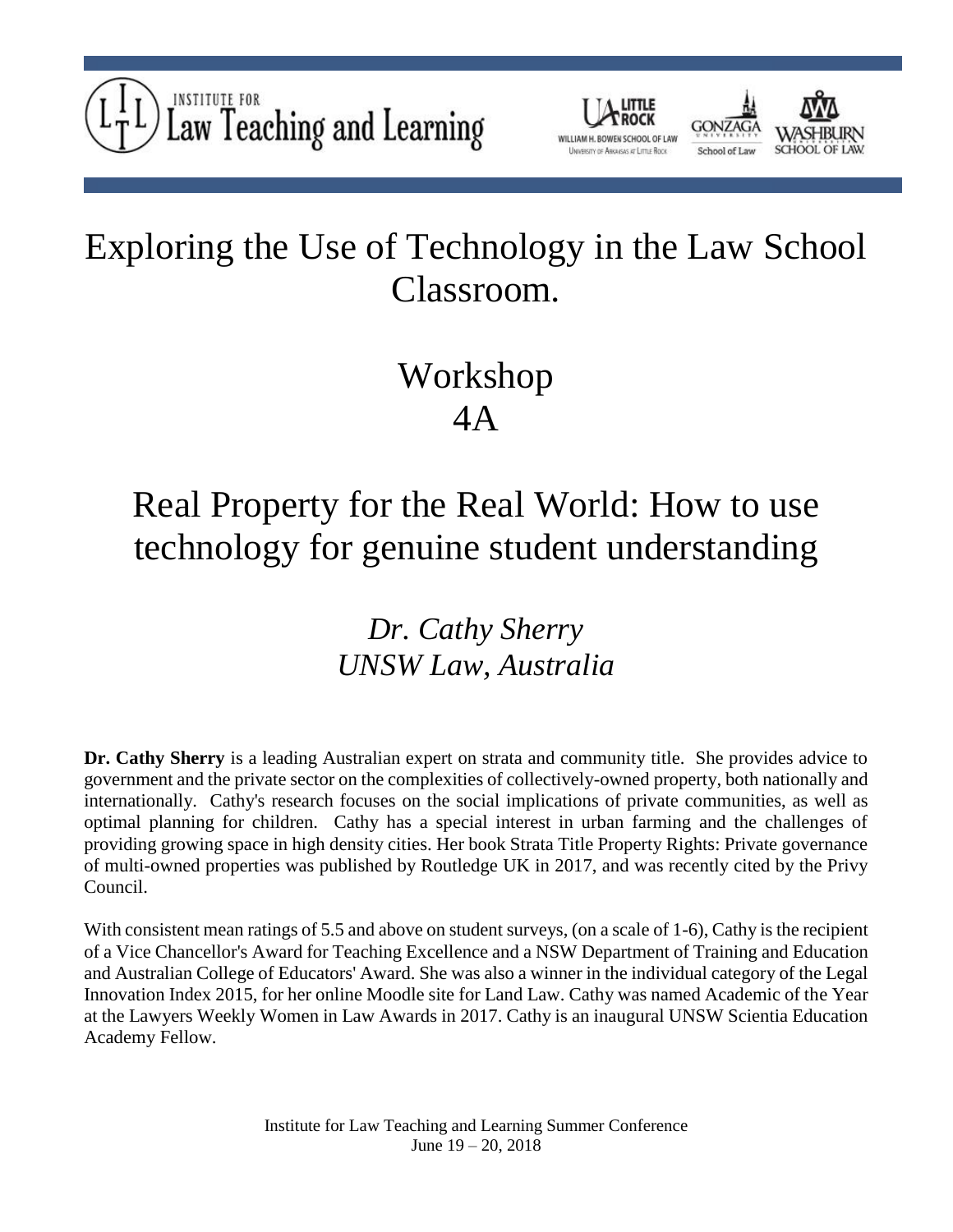Institute for Law Teaching and Learning

William H. Bowen School of Law, University of Arkansas at Little Rock | Gonzaga University School of Law | Washburn University School of Law

# Exploring the Use of Technology in the Law School Classroom.

# Workshop 4A

# Real Property for the Real World: How to use technology for genuine student understanding

*Dr. Cathy Sherry*
*UNSW Law, Australia*

**Dr. Cathy Sherry** is a leading Australian expert on strata and community title. She provides advice to government and the private sector on the complexities of collectively-owned property, both nationally and internationally. Cathy's research focuses on the social implications of private communities, as well as optimal planning for children. Cathy has a special interest in urban farming and the challenges of providing growing space in high density cities. Her book Strata Title Property Rights: Private governance of multi-owned properties was published by Routledge UK in 2017, and was recently cited by the Privy Council.

With consistent mean ratings of 5.5 and above on student surveys, (on a scale of 1-6), Cathy is the recipient of a Vice Chancellor's Award for Teaching Excellence and a NSW Department of Training and Education and Australian College of Educators' Award. She was also a winner in the individual category of the Legal Innovation Index 2015, for her online Moodle site for Land Law. Cathy was named Academic of the Year at the Lawyers Weekly Women in Law Awards in 2017. Cathy is an inaugural UNSW Scientia Education Academy Fellow.

Institute for Law Teaching and Learning Summer Conference
June 19 – 20, 2018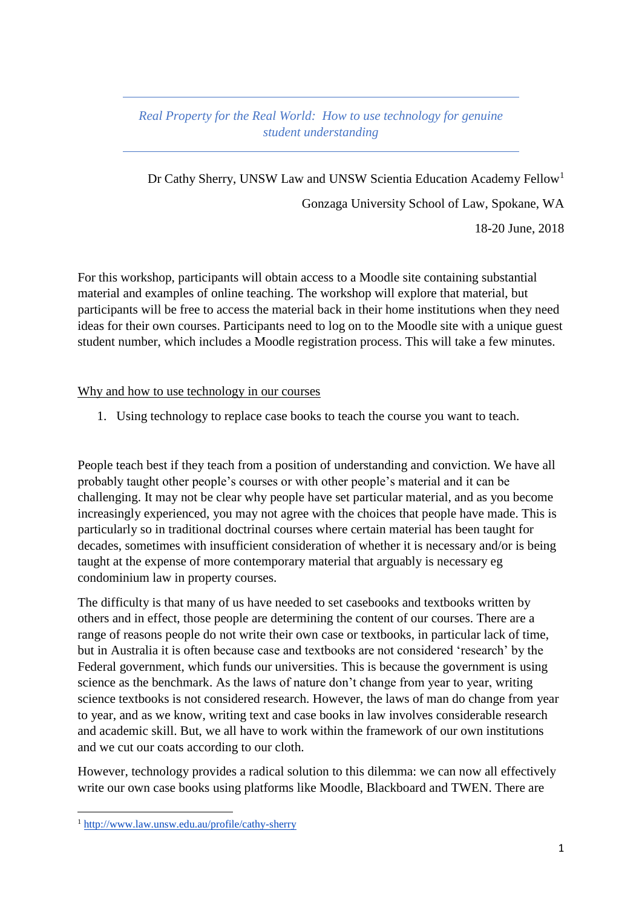*Real Property for the Real World: How to use technology for genuine student understanding*

Dr Cathy Sherry, UNSW Law and UNSW Scientia Education Academy Fellow[1]

Gonzaga University School of Law, Spokane, WA

18-20 June, 2018

For this workshop, participants will obtain access to a Moodle site containing substantial material and examples of online teaching. The workshop will explore that material, but participants will be free to access the material back in their home institutions when they need ideas for their own courses. Participants need to log on to the Moodle site with a unique guest student number, which includes a Moodle registration process. This will take a few minutes.

## Why and how to use technology in our courses

1. Using technology to replace case books to teach the course you want to teach.

People teach best if they teach from a position of understanding and conviction. We have all probably taught other people's courses or with other people's material and it can be challenging. It may not be clear why people have set particular material, and as you become increasingly experienced, you may not agree with the choices that people have made. This is particularly so in traditional doctrinal courses where certain material has been taught for decades, sometimes with insufficient consideration of whether it is necessary and/or is being taught at the expense of more contemporary material that arguably is necessary eg condominium law in property courses.

The difficulty is that many of us have needed to set casebooks and textbooks written by others and in effect, those people are determining the content of our courses. There are a range of reasons people do not write their own case or textbooks, in particular lack of time, but in Australia it is often because case and textbooks are not considered 'research' by the Federal government, which funds our universities. This is because the government is using science as the benchmark. As the laws of nature don't change from year to year, writing science textbooks is not considered research. However, the laws of man do change from year to year, and as we know, writing text and case books in law involves considerable research and academic skill. But, we all have to work within the framework of our own institutions and we cut our coats according to our cloth.

However, technology provides a radical solution to this dilemma: we can now all effectively write our own case books using platforms like Moodle, Blackboard and TWEN. There are

[1] http://www.law.unsw.edu.au/profile/cathy-sherry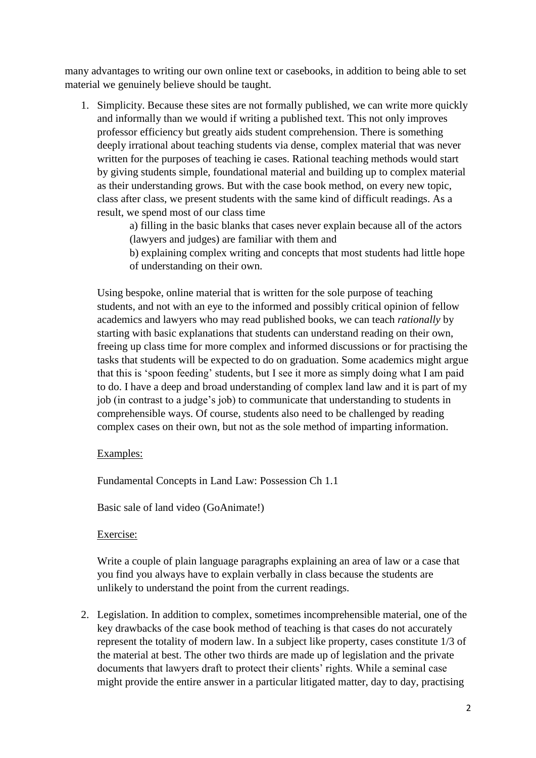many advantages to writing our own online text or casebooks, in addition to being able to set material we genuinely believe should be taught.

1. Simplicity. Because these sites are not formally published, we can write more quickly and informally than we would if writing a published text. This not only improves professor efficiency but greatly aids student comprehension. There is something deeply irrational about teaching students via dense, complex material that was never written for the purposes of teaching ie cases. Rational teaching methods would start by giving students simple, foundational material and building up to complex material as their understanding grows. But with the case book method, on every new topic, class after class, we present students with the same kind of difficult readings. As a result, we spend most of our class time

   a) filling in the basic blanks that cases never explain because all of the actors (lawyers and judges) are familiar with them and

   b) explaining complex writing and concepts that most students had little hope of understanding on their own.

   Using bespoke, online material that is written for the sole purpose of teaching students, and not with an eye to the informed and possibly critical opinion of fellow academics and lawyers who may read published books, we can teach *rationally* by starting with basic explanations that students can understand reading on their own, freeing up class time for more complex and informed discussions or for practising the tasks that students will be expected to do on graduation. Some academics might argue that this is 'spoon feeding' students, but I see it more as simply doing what I am paid to do. I have a deep and broad understanding of complex land law and it is part of my job (in contrast to a judge's job) to communicate that understanding to students in comprehensible ways. Of course, students also need to be challenged by reading complex cases on their own, but not as the sole method of imparting information.

   <u>Examples:</u>

   Fundamental Concepts in Land Law: Possession Ch 1.1

   Basic sale of land video (GoAnimate!)

   <u>Exercise:</u>

   Write a couple of plain language paragraphs explaining an area of law or a case that you find you always have to explain verbally in class because the students are unlikely to understand the point from the current readings.

2. Legislation. In addition to complex, sometimes incomprehensible material, one of the key drawbacks of the case book method of teaching is that cases do not accurately represent the totality of modern law. In a subject like property, cases constitute 1/3 of the material at best. The other two thirds are made up of legislation and the private documents that lawyers draft to protect their clients' rights. While a seminal case might provide the entire answer in a particular litigated matter, day to day, practising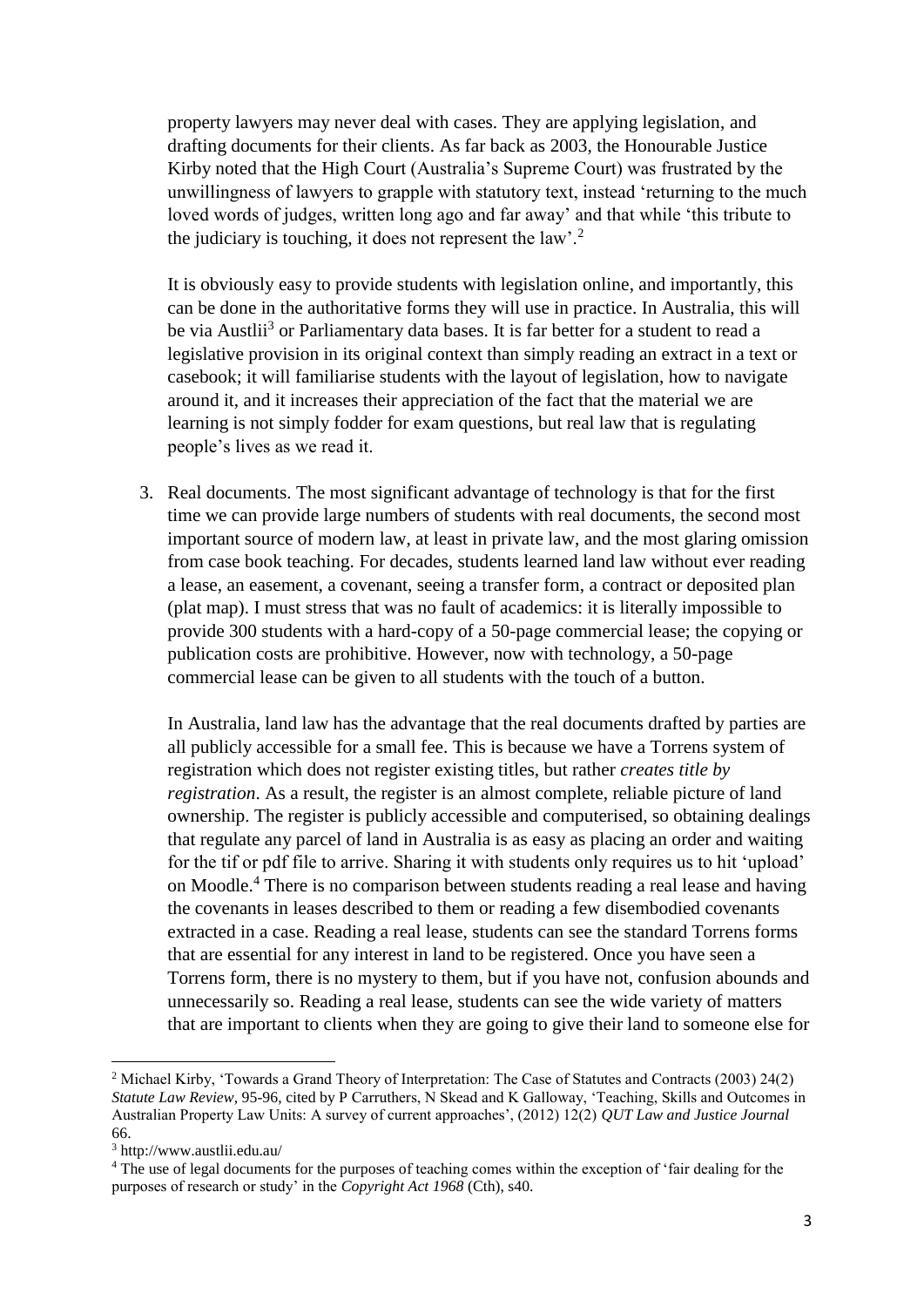property lawyers may never deal with cases. They are applying legislation, and drafting documents for their clients. As far back as 2003, the Honourable Justice Kirby noted that the High Court (Australia's Supreme Court) was frustrated by the unwillingness of lawyers to grapple with statutory text, instead 'returning to the much loved words of judges, written long ago and far away' and that while 'this tribute to the judiciary is touching, it does not represent the law'.[2]

It is obviously easy to provide students with legislation online, and importantly, this can be done in the authoritative forms they will use in practice. In Australia, this will be via Austlii[3] or Parliamentary data bases. It is far better for a student to read a legislative provision in its original context than simply reading an extract in a text or casebook; it will familiarise students with the layout of legislation, how to navigate around it, and it increases their appreciation of the fact that the material we are learning is not simply fodder for exam questions, but real law that is regulating people's lives as we read it.

3. Real documents. The most significant advantage of technology is that for the first time we can provide large numbers of students with real documents, the second most important source of modern law, at least in private law, and the most glaring omission from case book teaching. For decades, students learned land law without ever reading a lease, an easement, a covenant, seeing a transfer form, a contract or deposited plan (plat map). I must stress that was no fault of academics: it is literally impossible to provide 300 students with a hard-copy of a 50-page commercial lease; the copying or publication costs are prohibitive. However, now with technology, a 50-page commercial lease can be given to all students with the touch of a button.

   In Australia, land law has the advantage that the real documents drafted by parties are all publicly accessible for a small fee. This is because we have a Torrens system of registration which does not register existing titles, but rather *creates title by registration*. As a result, the register is an almost complete, reliable picture of land ownership. The register is publicly accessible and computerised, so obtaining dealings that regulate any parcel of land in Australia is as easy as placing an order and waiting for the tif or pdf file to arrive. Sharing it with students only requires us to hit 'upload' on Moodle.[4] There is no comparison between students reading a real lease and having the covenants in leases described to them or reading a few disembodied covenants extracted in a case. Reading a real lease, students can see the standard Torrens forms that are essential for any interest in land to be registered. Once you have seen a Torrens form, there is no mystery to them, but if you have not, confusion abounds and unnecessarily so. Reading a real lease, students can see the wide variety of matters that are important to clients when they are going to give their land to someone else for

---

[2] Michael Kirby, 'Towards a Grand Theory of Interpretation: The Case of Statutes and Contracts (2003) 24(2) *Statute Law Review*, 95-96, cited by P Carruthers, N Skead and K Galloway, 'Teaching, Skills and Outcomes in Australian Property Law Units: A survey of current approaches', (2012) 12(2) *QUT Law and Justice Journal* 66.

[3] http://www.austlii.edu.au/

[4] The use of legal documents for the purposes of teaching comes within the exception of 'fair dealing for the purposes of research or study' in the *Copyright Act 1968* (Cth), s40.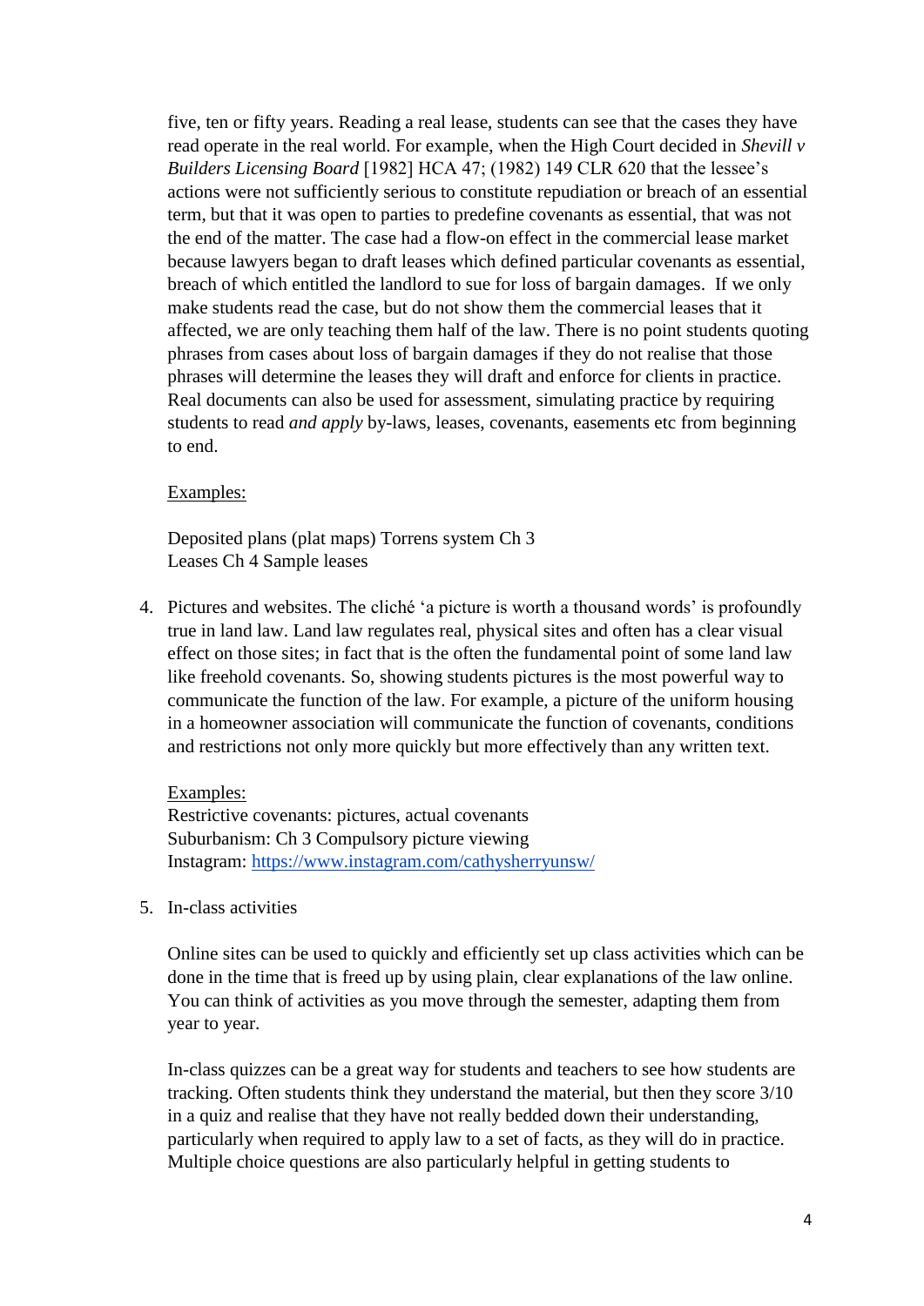five, ten or fifty years. Reading a real lease, students can see that the cases they have read operate in the real world. For example, when the High Court decided in *Shevill v Builders Licensing Board* [1982] HCA 47; (1982) 149 CLR 620 that the lessee's actions were not sufficiently serious to constitute repudiation or breach of an essential term, but that it was open to parties to predefine covenants as essential, that was not the end of the matter. The case had a flow-on effect in the commercial lease market because lawyers began to draft leases which defined particular covenants as essential, breach of which entitled the landlord to sue for loss of bargain damages. If we only make students read the case, but do not show them the commercial leases that it affected, we are only teaching them half of the law. There is no point students quoting phrases from cases about loss of bargain damages if they do not realise that those phrases will determine the leases they will draft and enforce for clients in practice. Real documents can also be used for assessment, simulating practice by requiring students to read *and apply* by-laws, leases, covenants, easements etc from beginning to end.

Examples:

Deposited plans (plat maps) Torrens system Ch 3
Leases Ch 4 Sample leases

4. Pictures and websites. The cliché 'a picture is worth a thousand words' is profoundly true in land law. Land law regulates real, physical sites and often has a clear visual effect on those sites; in fact that is the often the fundamental point of some land law like freehold covenants. So, showing students pictures is the most powerful way to communicate the function of the law. For example, a picture of the uniform housing in a homeowner association will communicate the function of covenants, conditions and restrictions not only more quickly but more effectively than any written text.

   Examples:
   Restrictive covenants: pictures, actual covenants
   Suburbanism: Ch 3 Compulsory picture viewing
   Instagram: https://www.instagram.com/cathysherryunsw/

5. In-class activities

   Online sites can be used to quickly and efficiently set up class activities which can be done in the time that is freed up by using plain, clear explanations of the law online. You can think of activities as you move through the semester, adapting them from year to year.

   In-class quizzes can be a great way for students and teachers to see how students are tracking. Often students think they understand the material, but then they score 3/10 in a quiz and realise that they have not really bedded down their understanding, particularly when required to apply law to a set of facts, as they will do in practice. Multiple choice questions are also particularly helpful in getting students to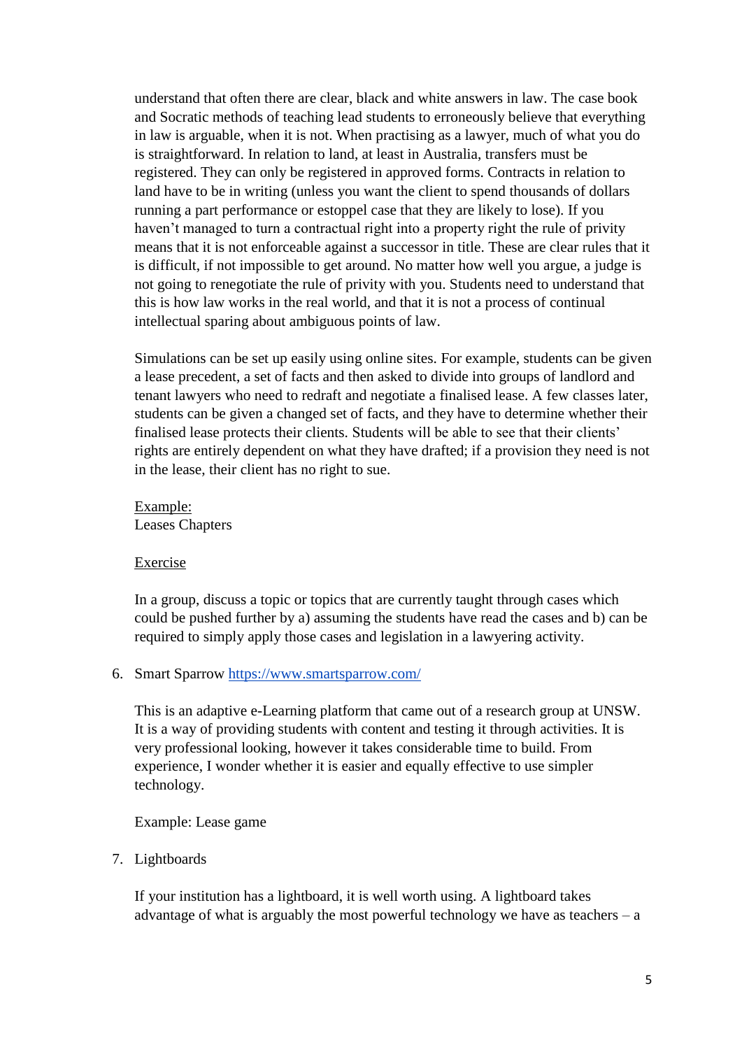understand that often there are clear, black and white answers in law. The case book and Socratic methods of teaching lead students to erroneously believe that everything in law is arguable, when it is not. When practising as a lawyer, much of what you do is straightforward. In relation to land, at least in Australia, transfers must be registered. They can only be registered in approved forms. Contracts in relation to land have to be in writing (unless you want the client to spend thousands of dollars running a part performance or estoppel case that they are likely to lose). If you haven't managed to turn a contractual right into a property right the rule of privity means that it is not enforceable against a successor in title. These are clear rules that it is difficult, if not impossible to get around. No matter how well you argue, a judge is not going to renegotiate the rule of privity with you. Students need to understand that this is how law works in the real world, and that it is not a process of continual intellectual sparing about ambiguous points of law.

Simulations can be set up easily using online sites. For example, students can be given a lease precedent, a set of facts and then asked to divide into groups of landlord and tenant lawyers who need to redraft and negotiate a finalised lease. A few classes later, students can be given a changed set of facts, and they have to determine whether their finalised lease protects their clients. Students will be able to see that their clients' rights are entirely dependent on what they have drafted; if a provision they need is not in the lease, their client has no right to sue.

<u>Example:</u>
Leases Chapters

<u>Exercise</u>

In a group, discuss a topic or topics that are currently taught through cases which could be pushed further by a) assuming the students have read the cases and b) can be required to simply apply those cases and legislation in a lawyering activity.

6. Smart Sparrow https://www.smartsparrow.com/

   This is an adaptive e-Learning platform that came out of a research group at UNSW. It is a way of providing students with content and testing it through activities. It is very professional looking, however it takes considerable time to build. From experience, I wonder whether it is easier and equally effective to use simpler technology.

   Example: Lease game

7. Lightboards

   If your institution has a lightboard, it is well worth using. A lightboard takes advantage of what is arguably the most powerful technology we have as teachers – a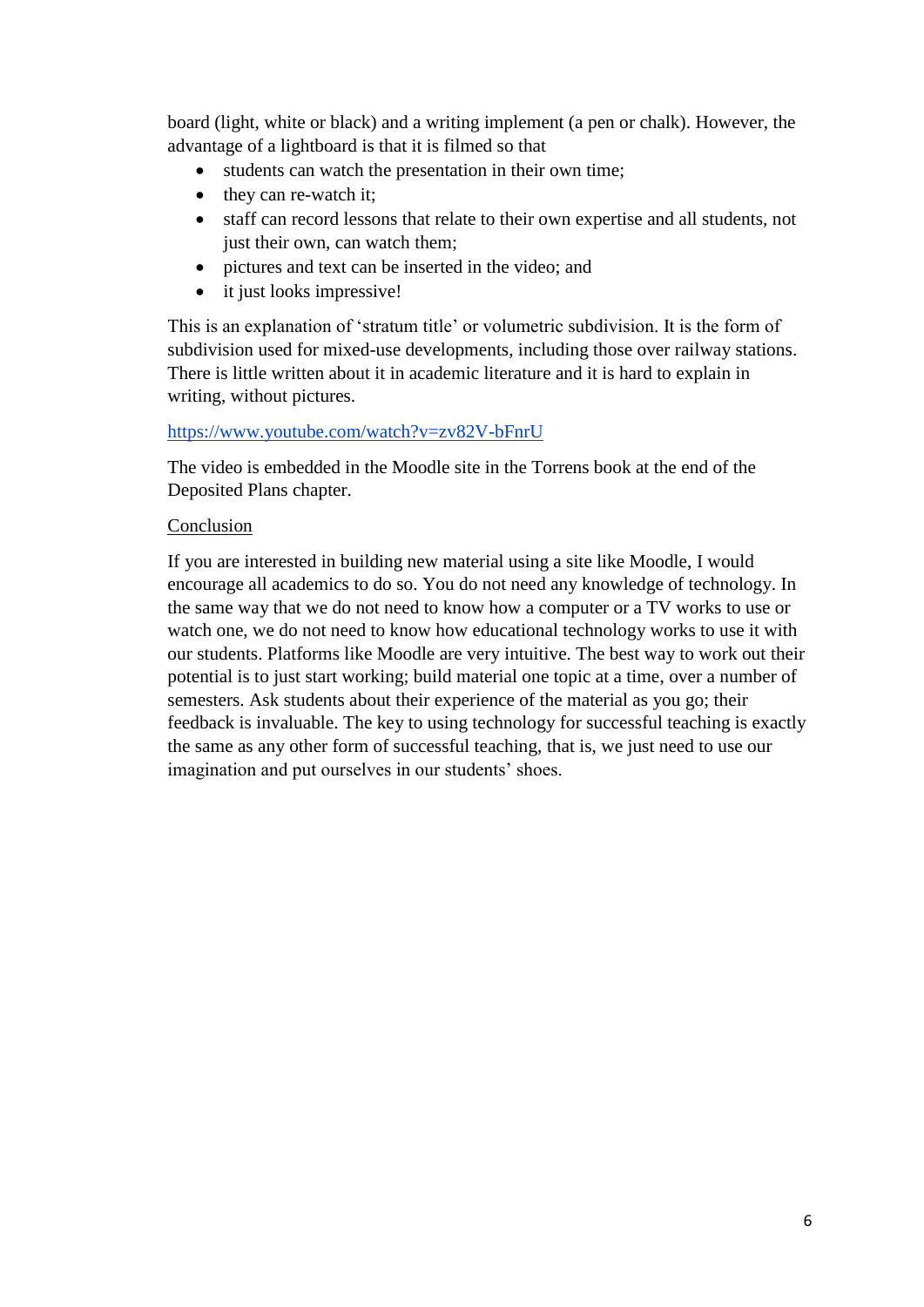board (light, white or black) and a writing implement (a pen or chalk). However, the advantage of a lightboard is that it is filmed so that

- students can watch the presentation in their own time;
- they can re-watch it;
- staff can record lessons that relate to their own expertise and all students, not just their own, can watch them;
- pictures and text can be inserted in the video; and
- it just looks impressive!

This is an explanation of 'stratum title' or volumetric subdivision. It is the form of subdivision used for mixed-use developments, including those over railway stations. There is little written about it in academic literature and it is hard to explain in writing, without pictures.

https://www.youtube.com/watch?v=zv82V-bFnrU

The video is embedded in the Moodle site in the Torrens book at the end of the Deposited Plans chapter.

<u>Conclusion</u>

If you are interested in building new material using a site like Moodle, I would encourage all academics to do so. You do not need any knowledge of technology. In the same way that we do not need to know how a computer or a TV works to use or watch one, we do not need to know how educational technology works to use it with our students. Platforms like Moodle are very intuitive. The best way to work out their potential is to just start working; build material one topic at a time, over a number of semesters. Ask students about their experience of the material as you go; their feedback is invaluable. The key to using technology for successful teaching is exactly the same as any other form of successful teaching, that is, we just need to use our imagination and put ourselves in our students' shoes.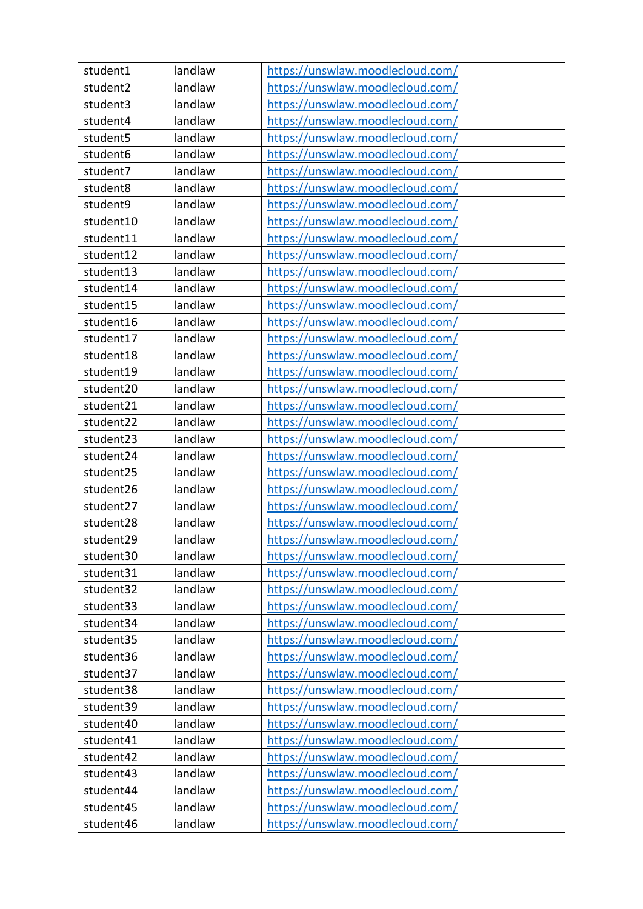| student1 | landlaw | https://unswlaw.moodlecloud.com/ |
|---|---|---|
| student2 | landlaw | https://unswlaw.moodlecloud.com/ |
| student3 | landlaw | https://unswlaw.moodlecloud.com/ |
| student4 | landlaw | https://unswlaw.moodlecloud.com/ |
| student5 | landlaw | https://unswlaw.moodlecloud.com/ |
| student6 | landlaw | https://unswlaw.moodlecloud.com/ |
| student7 | landlaw | https://unswlaw.moodlecloud.com/ |
| student8 | landlaw | https://unswlaw.moodlecloud.com/ |
| student9 | landlaw | https://unswlaw.moodlecloud.com/ |
| student10 | landlaw | https://unswlaw.moodlecloud.com/ |
| student11 | landlaw | https://unswlaw.moodlecloud.com/ |
| student12 | landlaw | https://unswlaw.moodlecloud.com/ |
| student13 | landlaw | https://unswlaw.moodlecloud.com/ |
| student14 | landlaw | https://unswlaw.moodlecloud.com/ |
| student15 | landlaw | https://unswlaw.moodlecloud.com/ |
| student16 | landlaw | https://unswlaw.moodlecloud.com/ |
| student17 | landlaw | https://unswlaw.moodlecloud.com/ |
| student18 | landlaw | https://unswlaw.moodlecloud.com/ |
| student19 | landlaw | https://unswlaw.moodlecloud.com/ |
| student20 | landlaw | https://unswlaw.moodlecloud.com/ |
| student21 | landlaw | https://unswlaw.moodlecloud.com/ |
| student22 | landlaw | https://unswlaw.moodlecloud.com/ |
| student23 | landlaw | https://unswlaw.moodlecloud.com/ |
| student24 | landlaw | https://unswlaw.moodlecloud.com/ |
| student25 | landlaw | https://unswlaw.moodlecloud.com/ |
| student26 | landlaw | https://unswlaw.moodlecloud.com/ |
| student27 | landlaw | https://unswlaw.moodlecloud.com/ |
| student28 | landlaw | https://unswlaw.moodlecloud.com/ |
| student29 | landlaw | https://unswlaw.moodlecloud.com/ |
| student30 | landlaw | https://unswlaw.moodlecloud.com/ |
| student31 | landlaw | https://unswlaw.moodlecloud.com/ |
| student32 | landlaw | https://unswlaw.moodlecloud.com/ |
| student33 | landlaw | https://unswlaw.moodlecloud.com/ |
| student34 | landlaw | https://unswlaw.moodlecloud.com/ |
| student35 | landlaw | https://unswlaw.moodlecloud.com/ |
| student36 | landlaw | https://unswlaw.moodlecloud.com/ |
| student37 | landlaw | https://unswlaw.moodlecloud.com/ |
| student38 | landlaw | https://unswlaw.moodlecloud.com/ |
| student39 | landlaw | https://unswlaw.moodlecloud.com/ |
| student40 | landlaw | https://unswlaw.moodlecloud.com/ |
| student41 | landlaw | https://unswlaw.moodlecloud.com/ |
| student42 | landlaw | https://unswlaw.moodlecloud.com/ |
| student43 | landlaw | https://unswlaw.moodlecloud.com/ |
| student44 | landlaw | https://unswlaw.moodlecloud.com/ |
| student45 | landlaw | https://unswlaw.moodlecloud.com/ |
| student46 | landlaw | https://unswlaw.moodlecloud.com/ |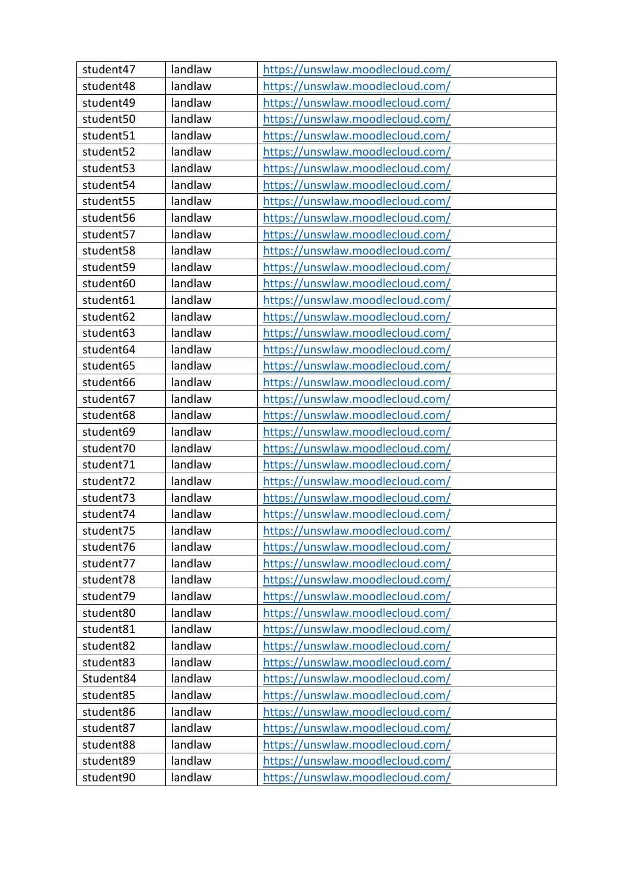| student47 | landlaw | https://unswlaw.moodlecloud.com/ |
|---|---|---|
| student48 | landlaw | https://unswlaw.moodlecloud.com/ |
| student49 | landlaw | https://unswlaw.moodlecloud.com/ |
| student50 | landlaw | https://unswlaw.moodlecloud.com/ |
| student51 | landlaw | https://unswlaw.moodlecloud.com/ |
| student52 | landlaw | https://unswlaw.moodlecloud.com/ |
| student53 | landlaw | https://unswlaw.moodlecloud.com/ |
| student54 | landlaw | https://unswlaw.moodlecloud.com/ |
| student55 | landlaw | https://unswlaw.moodlecloud.com/ |
| student56 | landlaw | https://unswlaw.moodlecloud.com/ |
| student57 | landlaw | https://unswlaw.moodlecloud.com/ |
| student58 | landlaw | https://unswlaw.moodlecloud.com/ |
| student59 | landlaw | https://unswlaw.moodlecloud.com/ |
| student60 | landlaw | https://unswlaw.moodlecloud.com/ |
| student61 | landlaw | https://unswlaw.moodlecloud.com/ |
| student62 | landlaw | https://unswlaw.moodlecloud.com/ |
| student63 | landlaw | https://unswlaw.moodlecloud.com/ |
| student64 | landlaw | https://unswlaw.moodlecloud.com/ |
| student65 | landlaw | https://unswlaw.moodlecloud.com/ |
| student66 | landlaw | https://unswlaw.moodlecloud.com/ |
| student67 | landlaw | https://unswlaw.moodlecloud.com/ |
| student68 | landlaw | https://unswlaw.moodlecloud.com/ |
| student69 | landlaw | https://unswlaw.moodlecloud.com/ |
| student70 | landlaw | https://unswlaw.moodlecloud.com/ |
| student71 | landlaw | https://unswlaw.moodlecloud.com/ |
| student72 | landlaw | https://unswlaw.moodlecloud.com/ |
| student73 | landlaw | https://unswlaw.moodlecloud.com/ |
| student74 | landlaw | https://unswlaw.moodlecloud.com/ |
| student75 | landlaw | https://unswlaw.moodlecloud.com/ |
| student76 | landlaw | https://unswlaw.moodlecloud.com/ |
| student77 | landlaw | https://unswlaw.moodlecloud.com/ |
| student78 | landlaw | https://unswlaw.moodlecloud.com/ |
| student79 | landlaw | https://unswlaw.moodlecloud.com/ |
| student80 | landlaw | https://unswlaw.moodlecloud.com/ |
| student81 | landlaw | https://unswlaw.moodlecloud.com/ |
| student82 | landlaw | https://unswlaw.moodlecloud.com/ |
| student83 | landlaw | https://unswlaw.moodlecloud.com/ |
| Student84 | landlaw | https://unswlaw.moodlecloud.com/ |
| student85 | landlaw | https://unswlaw.moodlecloud.com/ |
| student86 | landlaw | https://unswlaw.moodlecloud.com/ |
| student87 | landlaw | https://unswlaw.moodlecloud.com/ |
| student88 | landlaw | https://unswlaw.moodlecloud.com/ |
| student89 | landlaw | https://unswlaw.moodlecloud.com/ |
| student90 | landlaw | https://unswlaw.moodlecloud.com/ |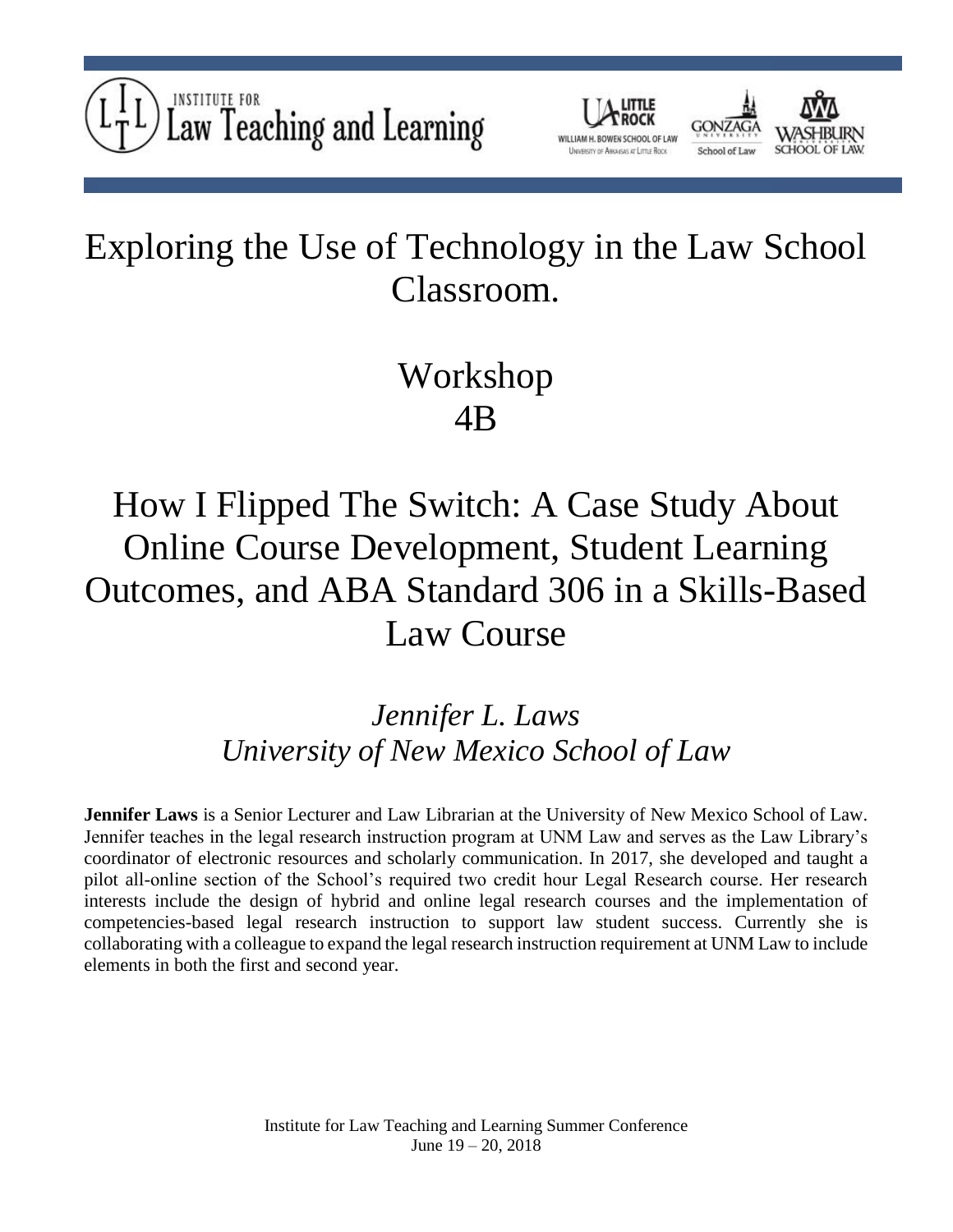# Exploring the Use of Technology in the Law School Classroom.

## Workshop 4B

# How I Flipped The Switch: A Case Study About Online Course Development, Student Learning Outcomes, and ABA Standard 306 in a Skills-Based Law Course

*Jennifer L. Laws*
*University of New Mexico School of Law*

**Jennifer Laws** is a Senior Lecturer and Law Librarian at the University of New Mexico School of Law. Jennifer teaches in the legal research instruction program at UNM Law and serves as the Law Library's coordinator of electronic resources and scholarly communication. In 2017, she developed and taught a pilot all-online section of the School's required two credit hour Legal Research course. Her research interests include the design of hybrid and online legal research courses and the implementation of competencies-based legal research instruction to support law student success. Currently she is collaborating with a colleague to expand the legal research instruction requirement at UNM Law to include elements in both the first and second year.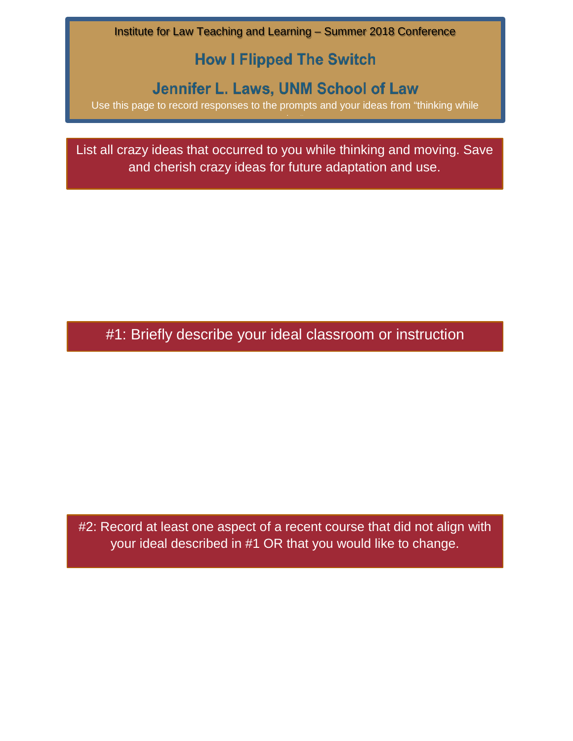Institute for Law Teaching and Learning – Summer 2018 Conference

# How I Flipped The Switch

## Jennifer L. Laws, UNM School of Law

Use this page to record responses to the prompts and your ideas from "thinking while

**List all crazy ideas that occurred to you while thinking and moving. Save and cherish crazy ideas for future adaptation and use.**

**#1: Briefly describe your ideal classroom or instruction**

**#2: Record at least one aspect of a recent course that did not align with your ideal described in #1 OR that you would like to change.**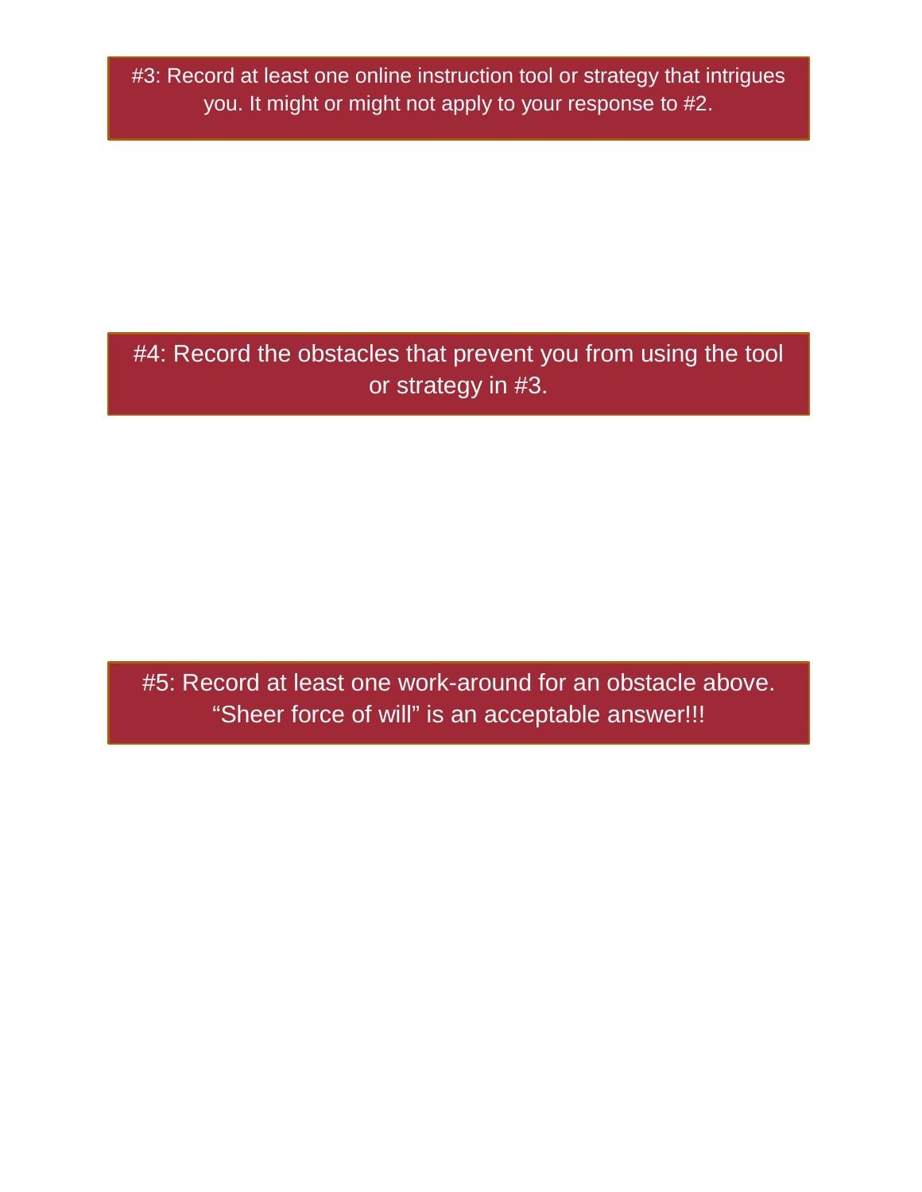#3: Record at least one online instruction tool or strategy that intrigues you. It might or might not apply to your response to #2.

#4: Record the obstacles that prevent you from using the tool or strategy in #3.

#5: Record at least one work-around for an obstacle above. “Sheer force of will” is an acceptable answer!!!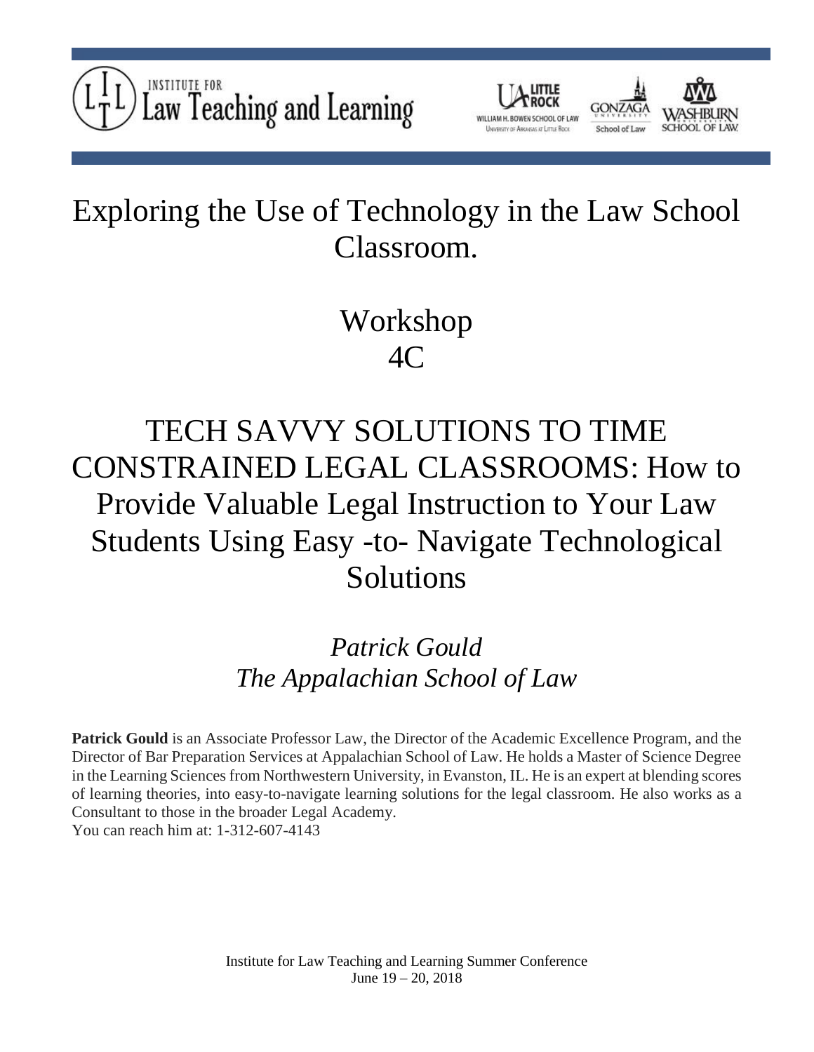Institute for Law Teaching and Learning

William H. Bowen School of Law, University of Arkansas at Little Rock · Gonzaga University School of Law · Washburn University School of Law

# Exploring the Use of Technology in the Law School Classroom.

## Workshop 4C

# TECH SAVVY SOLUTIONS TO TIME CONSTRAINED LEGAL CLASSROOMS: How to Provide Valuable Legal Instruction to Your Law Students Using Easy -to- Navigate Technological Solutions

*Patrick Gould*
*The Appalachian School of Law*

**Patrick Gould** is an Associate Professor Law, the Director of the Academic Excellence Program, and the Director of Bar Preparation Services at Appalachian School of Law. He holds a Master of Science Degree in the Learning Sciences from Northwestern University, in Evanston, IL. He is an expert at blending scores of learning theories, into easy-to-navigate learning solutions for the legal classroom. He also works as a Consultant to those in the broader Legal Academy.
You can reach him at: 1-312-607-4143

Institute for Law Teaching and Learning Summer Conference
June 19 – 20, 2018